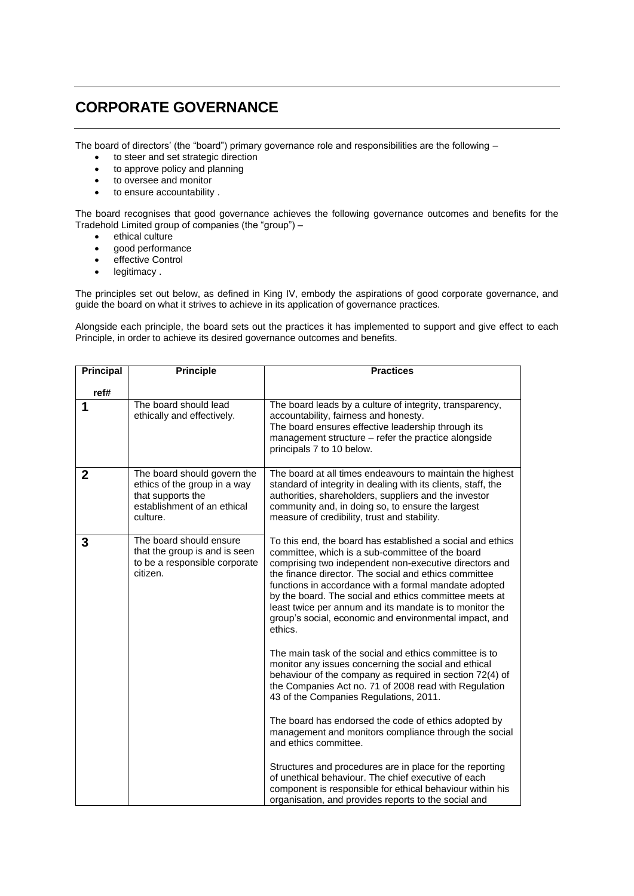# CORPORATE GOVERNANCE

The board of directors' (the "board") primary governance role and responsibilities are the following –

- to steer and set strategic direction
- to approve policy and planning
- to oversee and monitor
- to ensure accountability .

The board recognises that good governance achieves the following governance outcomes and benefits for the Tradehold Limited group of companies (the "group") –

- ethical culture
- good performance
- effective Control
- legitimacy .

The principles set out below, as defined in King IV, embody the aspirations of good corporate governance, and guide the board on what it strives to achieve in its application of governance practices.

Alongside each principle, the board sets out the practices it has implemented to support and give effect to each Principle, in order to achieve its desired governance outcomes and benefits.

| Principal ref# | Principle | Practices |
|---|---|---|
| **1** | The board should lead ethically and effectively. | The board leads by a culture of integrity, transparency, accountability, fairness and honesty.<br>The board ensures effective leadership through its management structure – refer the practice alongside principals 7 to 10 below. |
| **2** | The board should govern the ethics of the group in a way that supports the establishment of an ethical culture. | The board at all times endeavours to maintain the highest standard of integrity in dealing with its clients, staff, the authorities, shareholders, suppliers and the investor community and, in doing so, to ensure the largest measure of credibility, trust and stability. |
| **3** | The board should ensure that the group is and is seen to be a responsible corporate citizen. | To this end, the board has established a social and ethics committee, which is a sub-committee of the board comprising two independent non-executive directors and the finance director. The social and ethics committee functions in accordance with a formal mandate adopted by the board. The social and ethics committee meets at least twice per annum and its mandate is to monitor the group's social, economic and environmental impact, and ethics.<br><br>The main task of the social and ethics committee is to monitor any issues concerning the social and ethical behaviour of the company as required in section 72(4) of the Companies Act no. 71 of 2008 read with Regulation 43 of the Companies Regulations, 2011.<br><br>The board has endorsed the code of ethics adopted by management and monitors compliance through the social and ethics committee.<br><br>Structures and procedures are in place for the reporting of unethical behaviour. The chief executive of each component is responsible for ethical behaviour within his organisation, and provides reports to the social and |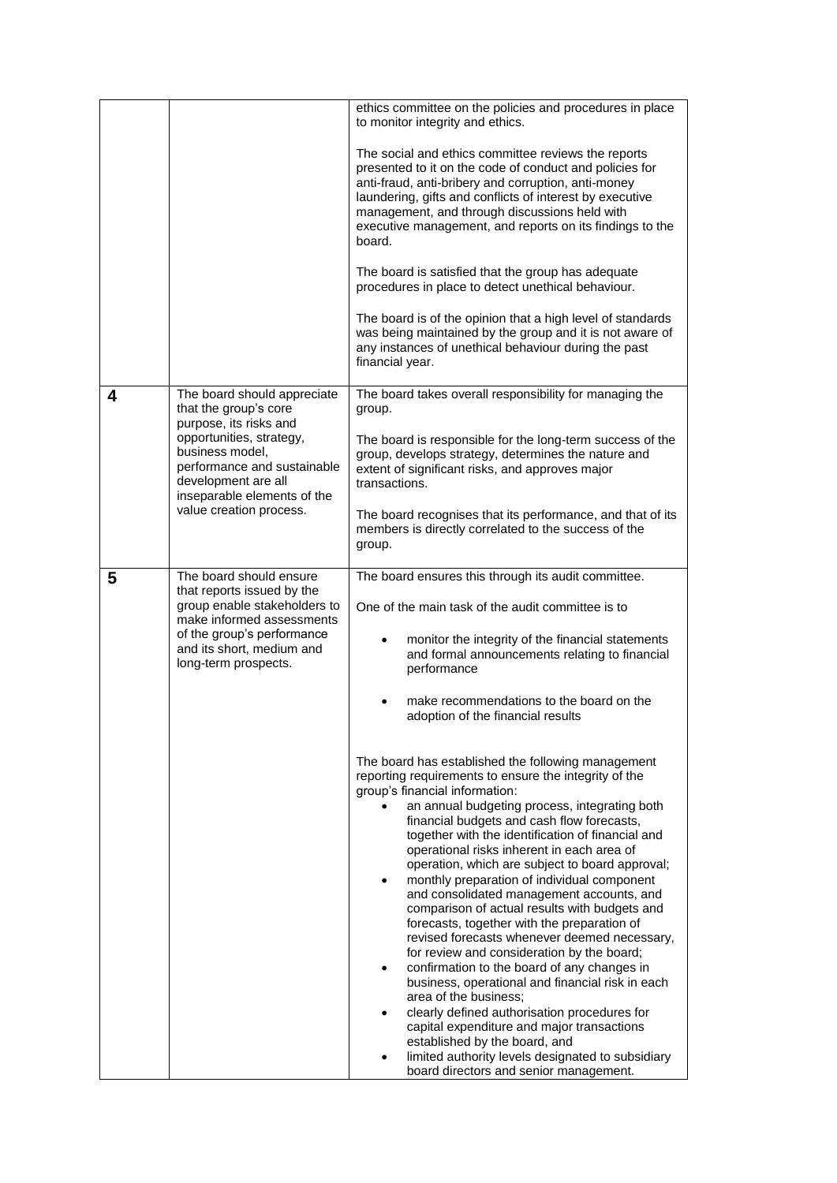| | | |
|---|---|---|
| | | ethics committee on the policies and procedures in place to monitor integrity and ethics.<br><br>The social and ethics committee reviews the reports presented to it on the code of conduct and policies for anti-fraud, anti-bribery and corruption, anti-money laundering, gifts and conflicts of interest by executive management, and through discussions held with executive management, and reports on its findings to the board.<br><br>The board is satisfied that the group has adequate procedures in place to detect unethical behaviour.<br><br>The board is of the opinion that a high level of standards was being maintained by the group and it is not aware of any instances of unethical behaviour during the past financial year. |
| **4** | The board should appreciate that the group's core purpose, its risks and opportunities, strategy, business model, performance and sustainable development are all inseparable elements of the value creation process. | The board takes overall responsibility for managing the group.<br><br>The board is responsible for the long-term success of the group, develops strategy, determines the nature and extent of significant risks, and approves major transactions.<br><br>The board recognises that its performance, and that of its members is directly correlated to the success of the group. |
| **5** | The board should ensure that reports issued by the group enable stakeholders to make informed assessments of the group's performance and its short, medium and long-term prospects. | The board ensures this through its audit committee.<br><br>One of the main task of the audit committee is to<br><br>• monitor the integrity of the financial statements and formal announcements relating to financial performance<br><br>• make recommendations to the board on the adoption of the financial results<br><br>The board has established the following management reporting requirements to ensure the integrity of the group's financial information:<br>• an annual budgeting process, integrating both financial budgets and cash flow forecasts, together with the identification of financial and operational risks inherent in each area of operation, which are subject to board approval;<br>• monthly preparation of individual component and consolidated management accounts, and comparison of actual results with budgets and forecasts, together with the preparation of revised forecasts whenever deemed necessary, for review and consideration by the board;<br>• confirmation to the board of any changes in business, operational and financial risk in each area of the business;<br>• clearly defined authorisation procedures for capital expenditure and major transactions established by the board, and<br>• limited authority levels designated to subsidiary board directors and senior management. |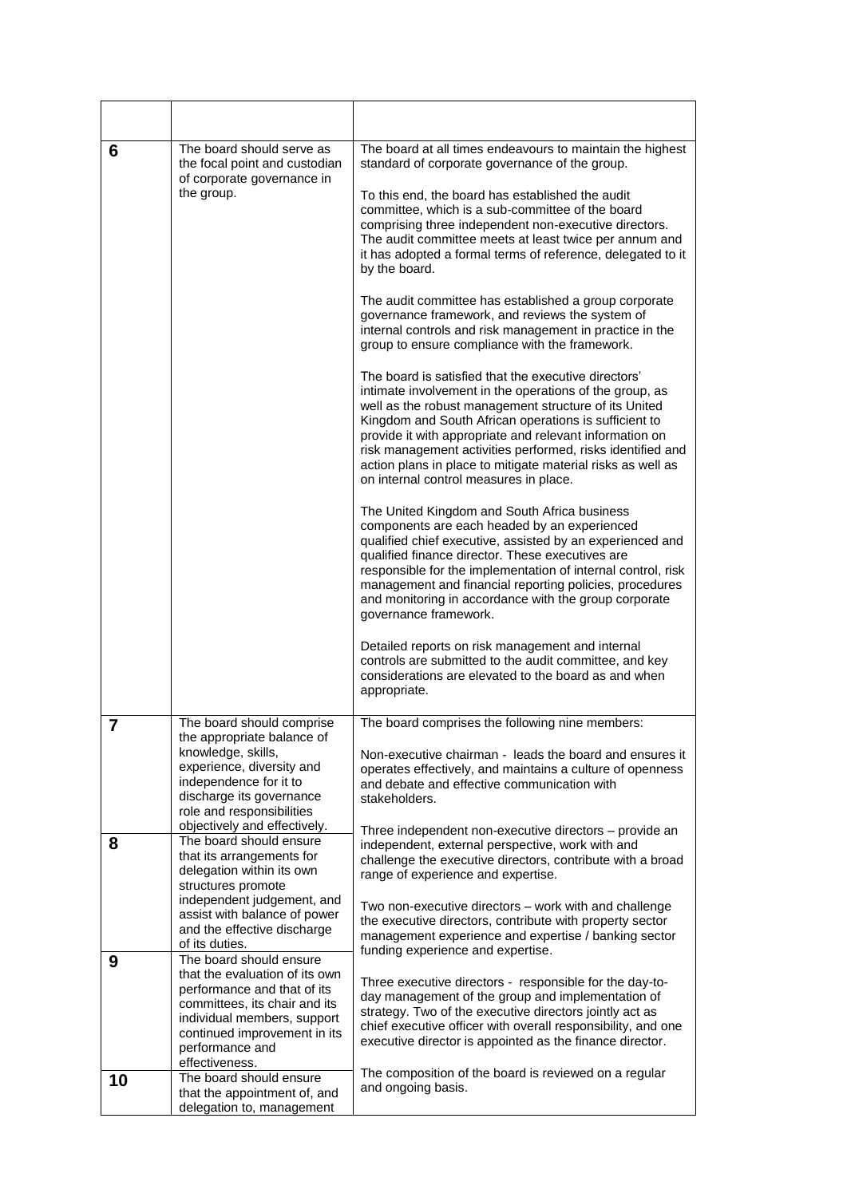|  |  |  |
|---|---|---|
| 6 | The board should serve as the focal point and custodian of corporate governance in the group. | The board at all times endeavours to maintain the highest standard of corporate governance of the group.<br><br>To this end, the board has established the audit committee, which is a sub-committee of the board comprising three independent non-executive directors. The audit committee meets at least twice per annum and it has adopted a formal terms of reference, delegated to it by the board.<br><br>The audit committee has established a group corporate governance framework, and reviews the system of internal controls and risk management in practice in the group to ensure compliance with the framework.<br><br>The board is satisfied that the executive directors' intimate involvement in the operations of the group, as well as the robust management structure of its United Kingdom and South African operations is sufficient to provide it with appropriate and relevant information on risk management activities performed, risks identified and action plans in place to mitigate material risks as well as on internal control measures in place.<br><br>The United Kingdom and South Africa business components are each headed by an experienced qualified chief executive, assisted by an experienced and qualified finance director. These executives are responsible for the implementation of internal control, risk management and financial reporting policies, procedures and monitoring in accordance with the group corporate governance framework.<br><br>Detailed reports on risk management and internal controls are submitted to the audit committee, and key considerations are elevated to the board as and when appropriate. |
| 7 | The board should comprise the appropriate balance of knowledge, skills, experience, diversity and independence for it to discharge its governance role and responsibilities objectively and effectively. | The board comprises the following nine members:<br><br>Non-executive chairman - leads the board and ensures it operates effectively, and maintains a culture of openness and debate and effective communication with stakeholders.<br><br>Three independent non-executive directors – provide an independent, external perspective, work with and challenge the executive directors, contribute with a broad range of experience and expertise.<br><br>Two non-executive directors – work with and challenge the executive directors, contribute with property sector management experience and expertise / banking sector funding experience and expertise.<br><br>Three executive directors - responsible for the day-to-day management of the group and implementation of strategy. Two of the executive directors jointly act as chief executive officer with overall responsibility, and one executive director is appointed as the finance director.<br><br>The composition of the board is reviewed on a regular and ongoing basis. |
| 8 | The board should ensure that its arrangements for delegation within its own structures promote independent judgement, and assist with balance of power and the effective discharge of its duties. | |
| 9 | The board should ensure that the evaluation of its own performance and that of its committees, its chair and its individual members, support continued improvement in its performance and effectiveness. | |
| 10 | The board should ensure that the appointment of, and delegation to, management | |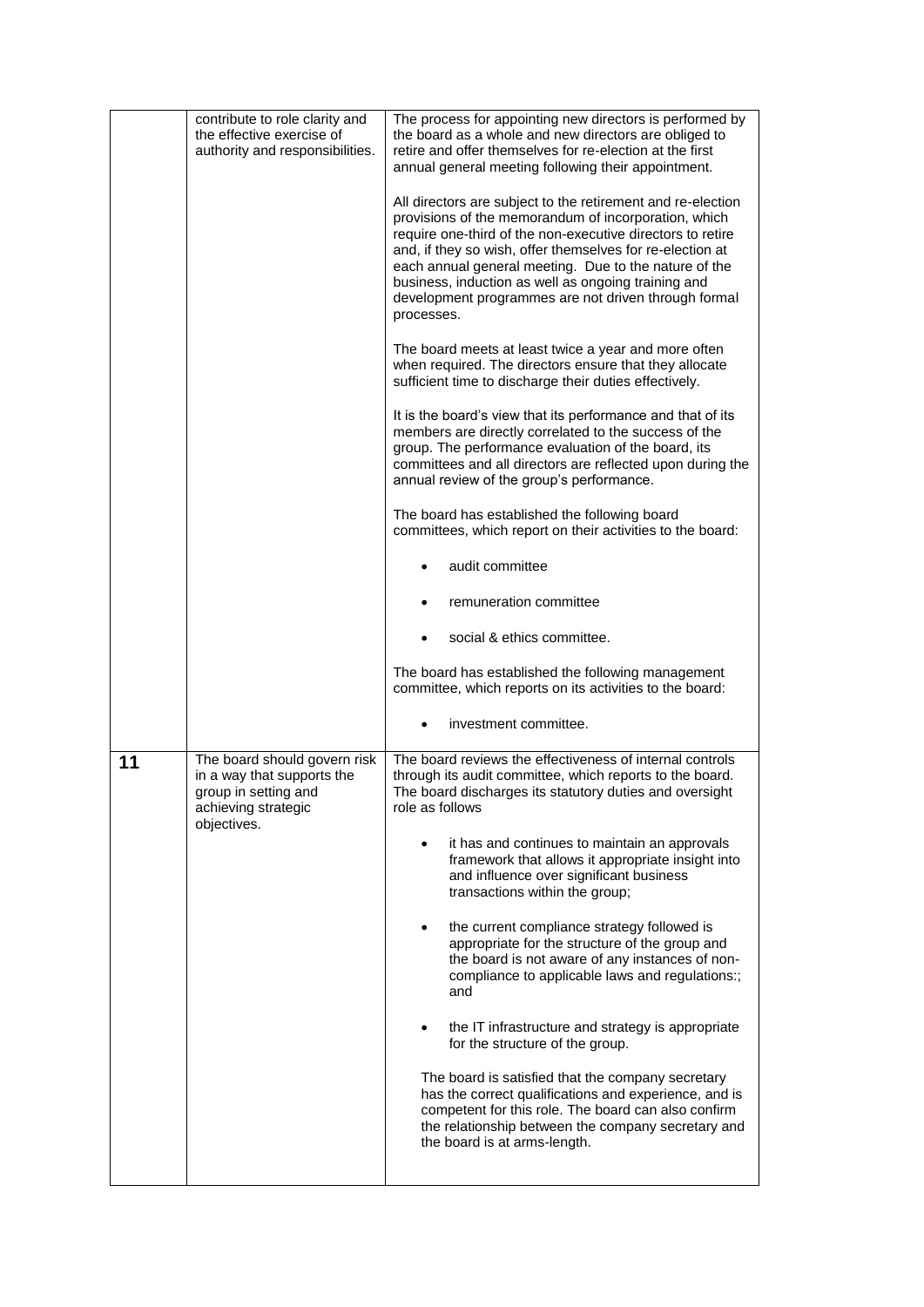| | | |
|---|---|---|
| | contribute to role clarity and the effective exercise of authority and responsibilities. | The process for appointing new directors is performed by the board as a whole and new directors are obliged to retire and offer themselves for re-election at the first annual general meeting following their appointment.<br><br>All directors are subject to the retirement and re-election provisions of the memorandum of incorporation, which require one-third of the non-executive directors to retire and, if they so wish, offer themselves for re-election at each annual general meeting. Due to the nature of the business, induction as well as ongoing training and development programmes are not driven through formal processes.<br><br>The board meets at least twice a year and more often when required. The directors ensure that they allocate sufficient time to discharge their duties effectively.<br><br>It is the board's view that its performance and that of its members are directly correlated to the success of the group. The performance evaluation of the board, its committees and all directors are reflected upon during the annual review of the group's performance.<br><br>The board has established the following board committees, which report on their activities to the board:<br><br>• audit committee<br>• remuneration committee<br>• social & ethics committee.<br><br>The board has established the following management committee, which reports on its activities to the board:<br><br>• investment committee. |
| **11** | The board should govern risk in a way that supports the group in setting and achieving strategic objectives. | The board reviews the effectiveness of internal controls through its audit committee, which reports to the board. The board discharges its statutory duties and oversight role as follows<br><br>• it has and continues to maintain an approvals framework that allows it appropriate insight into and influence over significant business transactions within the group;<br>• the current compliance strategy followed is appropriate for the structure of the group and the board is not aware of any instances of non-compliance to applicable laws and regulations:; and<br>• the IT infrastructure and strategy is appropriate for the structure of the group.<br><br>The board is satisfied that the company secretary has the correct qualifications and experience, and is competent for this role. The board can also confirm the relationship between the company secretary and the board is at arms-length. |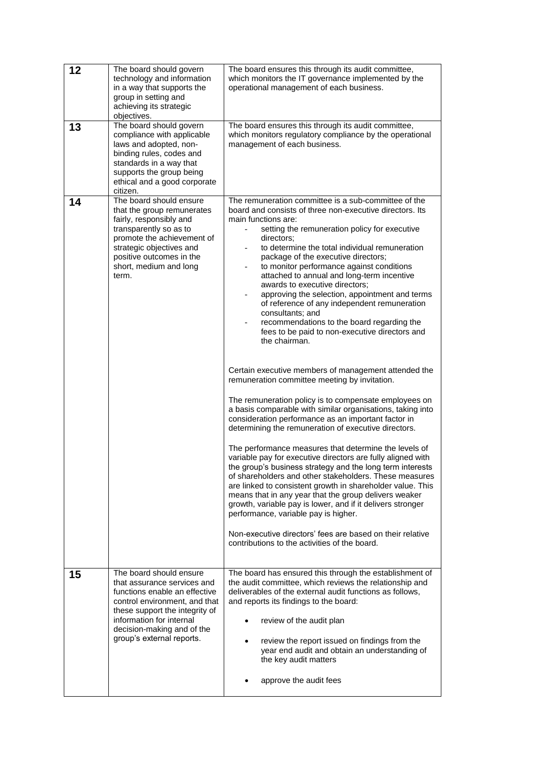| | | |
|---|---|---|
| **12** | The board should govern technology and information in a way that supports the group in setting and achieving its strategic objectives. | The board ensures this through its audit committee, which monitors the IT governance implemented by the operational management of each business. |
| **13** | The board should govern compliance with applicable laws and adopted, non-binding rules, codes and standards in a way that supports the group being ethical and a good corporate citizen. | The board ensures this through its audit committee, which monitors regulatory compliance by the operational management of each business. |
| **14** | The board should ensure that the group remunerates fairly, responsibly and transparently so as to promote the achievement of strategic objectives and positive outcomes in the short, medium and long term. | The remuneration committee is a sub-committee of the board and consists of three non-executive directors. Its main functions are:<br>- setting the remuneration policy for executive directors;<br>- to determine the total individual remuneration package of the executive directors;<br>- to monitor performance against conditions attached to annual and long-term incentive awards to executive directors;<br>- approving the selection, appointment and terms of reference of any independent remuneration consultants; and<br>- recommendations to the board regarding the fees to be paid to non-executive directors and the chairman.<br><br>Certain executive members of management attended the remuneration committee meeting by invitation.<br><br>The remuneration policy is to compensate employees on a basis comparable with similar organisations, taking into consideration performance as an important factor in determining the remuneration of executive directors.<br><br>The performance measures that determine the levels of variable pay for executive directors are fully aligned with the group's business strategy and the long term interests of shareholders and other stakeholders. These measures are linked to consistent growth in shareholder value. This means that in any year that the group delivers weaker growth, variable pay is lower, and if it delivers stronger performance, variable pay is higher.<br><br>Non-executive directors' fees are based on their relative contributions to the activities of the board. |
| **15** | The board should ensure that assurance services and functions enable an effective control environment, and that these support the integrity of information for internal decision-making and of the group's external reports. | The board has ensured this through the establishment of the audit committee, which reviews the relationship and deliverables of the external audit functions as follows, and reports its findings to the board:<br>• review of the audit plan<br>• review the report issued on findings from the year end audit and obtain an understanding of the key audit matters<br>• approve the audit fees |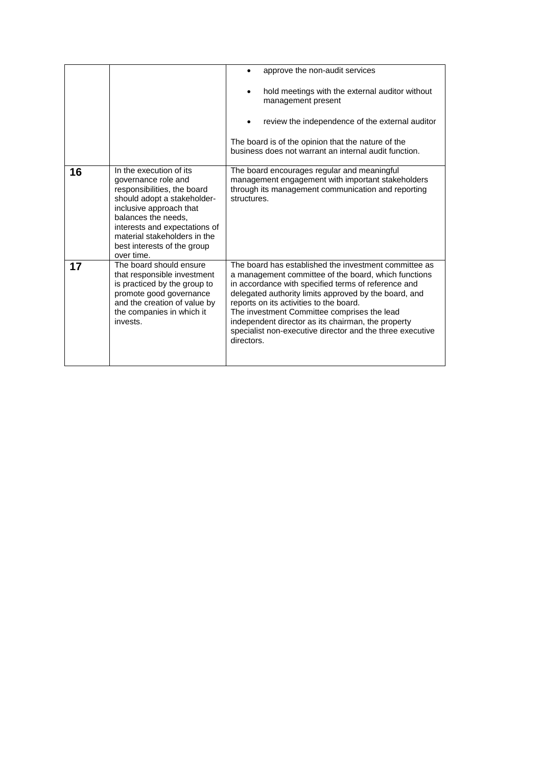| | | |
|---|---|---|
| | | • approve the non-audit services<br><br>• hold meetings with the external auditor without management present<br><br>• review the independence of the external auditor<br><br>The board is of the opinion that the nature of the business does not warrant an internal audit function. |
| **16** | In the execution of its governance role and responsibilities, the board should adopt a stakeholder-inclusive approach that balances the needs, interests and expectations of material stakeholders in the best interests of the group over time. | The board encourages regular and meaningful management engagement with important stakeholders through its management communication and reporting structures. |
| **17** | The board should ensure that responsible investment is practiced by the group to promote good governance and the creation of value by the companies in which it invests. | The board has established the investment committee as a management committee of the board, which functions in accordance with specified terms of reference and delegated authority limits approved by the board, and reports on its activities to the board.<br>The investment Committee comprises the lead independent director as its chairman, the property specialist non-executive director and the three executive directors. |